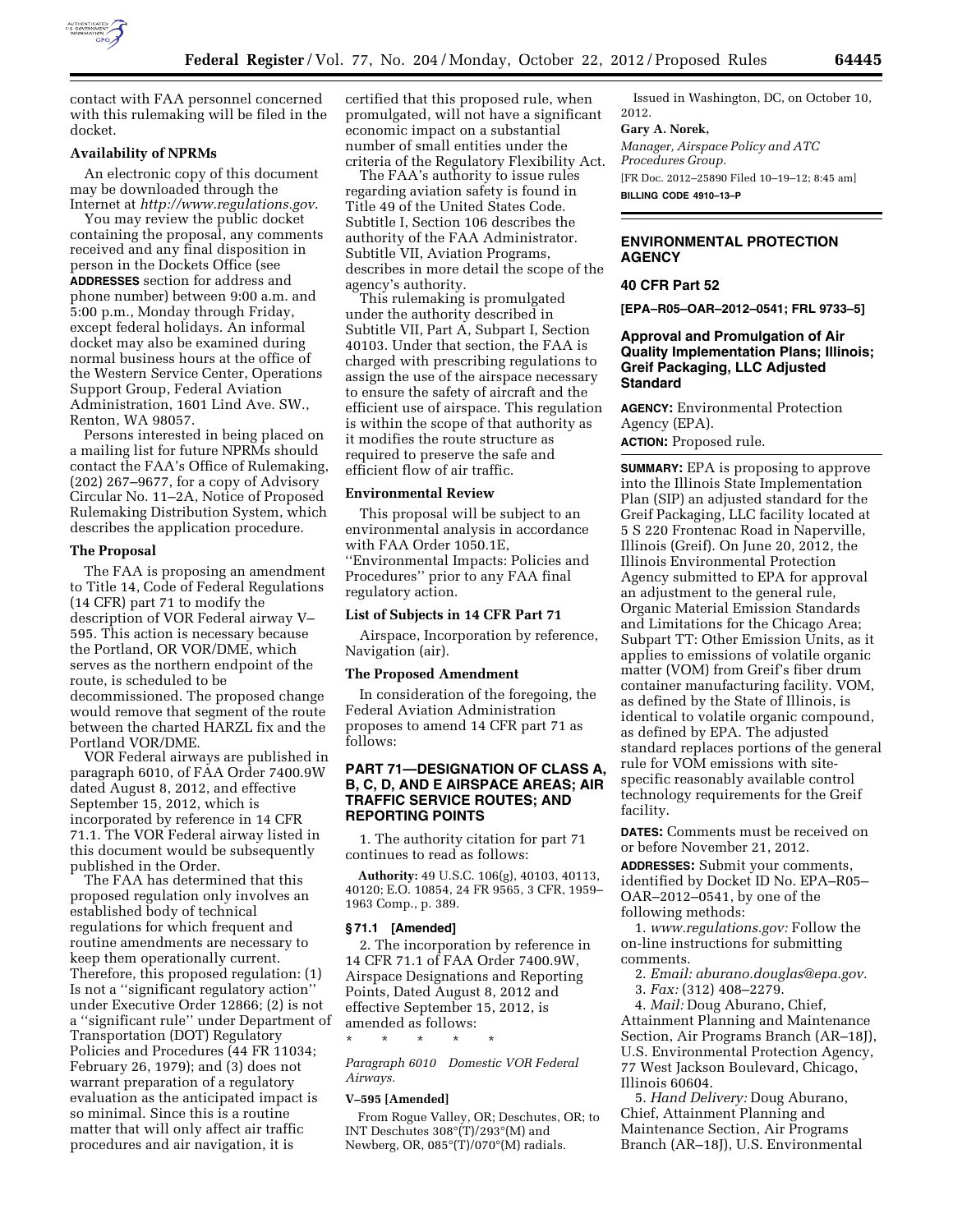contact with FAA personnel concerned with this rulemaking will be filed in the docket.

**Availability of NPRMs**

An electronic copy of this document may be downloaded through the Internet at *http://www.regulations.gov*.

You may review the public docket containing the proposal, any comments received and any final disposition in person in the Dockets Office (see **ADDRESSES** section for address and phone number) between 9:00 a.m. and 5:00 p.m., Monday through Friday, except federal holidays. An informal docket may also be examined during normal business hours at the office of the Western Service Center, Operations Support Group, Federal Aviation Administration, 1601 Lind Ave. SW., Renton, WA 98057.

Persons interested in being placed on a mailing list for future NPRMs should contact the FAA's Office of Rulemaking, (202) 267–9677, for a copy of Advisory Circular No. 11–2A, Notice of Proposed Rulemaking Distribution System, which describes the application procedure.

**The Proposal**

The FAA is proposing an amendment to Title 14, Code of Federal Regulations (14 CFR) part 71 to modify the description of VOR Federal airway V–595. This action is necessary because the Portland, OR VOR/DME, which serves as the northern endpoint of the route, is scheduled to be decommissioned. The proposed change would remove that segment of the route between the charted HARZL fix and the Portland VOR/DME.

VOR Federal airways are published in paragraph 6010, of FAA Order 7400.9W dated August 8, 2012, and effective September 15, 2012, which is incorporated by reference in 14 CFR 71.1. The VOR Federal airway listed in this document would be subsequently published in the Order.

The FAA has determined that this proposed regulation only involves an established body of technical regulations for which frequent and routine amendments are necessary to keep them operationally current. Therefore, this proposed regulation: (1) Is not a ''significant regulatory action'' under Executive Order 12866; (2) is not a ''significant rule'' under Department of Transportation (DOT) Regulatory Policies and Procedures (44 FR 11034; February 26, 1979); and (3) does not warrant preparation of a regulatory evaluation as the anticipated impact is so minimal. Since this is a routine matter that will only affect air traffic procedures and air navigation, it is certified that this proposed rule, when promulgated, will not have a significant economic impact on a substantial number of small entities under the criteria of the Regulatory Flexibility Act.

The FAA's authority to issue rules regarding aviation safety is found in Title 49 of the United States Code. Subtitle I, Section 106 describes the authority of the FAA Administrator. Subtitle VII, Aviation Programs, describes in more detail the scope of the agency's authority.

This rulemaking is promulgated under the authority described in Subtitle VII, Part A, Subpart I, Section 40103. Under that section, the FAA is charged with prescribing regulations to assign the use of the airspace necessary to ensure the safety of aircraft and the efficient use of airspace. This regulation is within the scope of that authority as it modifies the route structure as required to preserve the safe and efficient flow of air traffic.

**Environmental Review**

This proposal will be subject to an environmental analysis in accordance with FAA Order 1050.1E, ''Environmental Impacts: Policies and Procedures'' prior to any FAA final regulatory action.

**List of Subjects in 14 CFR Part 71**

Airspace, Incorporation by reference, Navigation (air).

**The Proposed Amendment**

In consideration of the foregoing, the Federal Aviation Administration proposes to amend 14 CFR part 71 as follows:

**PART 71—DESIGNATION OF CLASS A, B, C, D, AND E AIRSPACE AREAS; AIR TRAFFIC SERVICE ROUTES; AND REPORTING POINTS**

1. The authority citation for part 71 continues to read as follows:

**Authority:** 49 U.S.C. 106(g), 40103, 40113, 40120; E.O. 10854, 24 FR 9565, 3 CFR, 1959–1963 Comp., p. 389.

**§ 71.1 [Amended]**

2. The incorporation by reference in 14 CFR 71.1 of FAA Order 7400.9W, Airspace Designations and Reporting Points, Dated August 8, 2012 and effective September 15, 2012, is amended as follows:

\* \* \* \* \*

*Paragraph 6010 Domestic VOR Federal Airways.*

**V–595 [Amended]**

From Rogue Valley, OR; Deschutes, OR; to INT Deschutes 308°(T)/293°(M) and Newberg, OR, 085°(T)/070°(M) radials.

Issued in Washington, DC, on October 10, 2012.

**Gary A. Norek,**

*Manager, Airspace Policy and ATC Procedures Group.*

[FR Doc. 2012–25890 Filed 10–19–12; 8:45 am]

**BILLING CODE 4910–13–P**

## ENVIRONMENTAL PROTECTION AGENCY

**40 CFR Part 52**

**[EPA–R05–OAR–2012–0541; FRL 9733–5]**

## Approval and Promulgation of Air Quality Implementation Plans; Illinois; Greif Packaging, LLC Adjusted Standard

**AGENCY:** Environmental Protection Agency (EPA).

**ACTION:** Proposed rule.

**SUMMARY:** EPA is proposing to approve into the Illinois State Implementation Plan (SIP) an adjusted standard for the Greif Packaging, LLC facility located at 5 S 220 Frontenac Road in Naperville, Illinois (Greif). On June 20, 2012, the Illinois Environmental Protection Agency submitted to EPA for approval an adjustment to the general rule, Organic Material Emission Standards and Limitations for the Chicago Area; Subpart TT: Other Emission Units, as it applies to emissions of volatile organic matter (VOM) from Greif's fiber drum container manufacturing facility. VOM, as defined by the State of Illinois, is identical to volatile organic compound, as defined by EPA. The adjusted standard replaces portions of the general rule for VOM emissions with site-specific reasonably available control technology requirements for the Greif facility.

**DATES:** Comments must be received on or before November 21, 2012.

**ADDRESSES:** Submit your comments, identified by Docket ID No. EPA–R05–OAR–2012–0541, by one of the following methods:

1. *www.regulations.gov:* Follow the on-line instructions for submitting comments.

2. *Email: aburano.douglas@epa.gov.*

3. *Fax:* (312) 408–2279.

4. *Mail:* Doug Aburano, Chief, Attainment Planning and Maintenance Section, Air Programs Branch (AR–18J), U.S. Environmental Protection Agency, 77 West Jackson Boulevard, Chicago, Illinois 60604.

5. *Hand Delivery:* Doug Aburano, Chief, Attainment Planning and Maintenance Section, Air Programs Branch (AR–18J), U.S. Environmental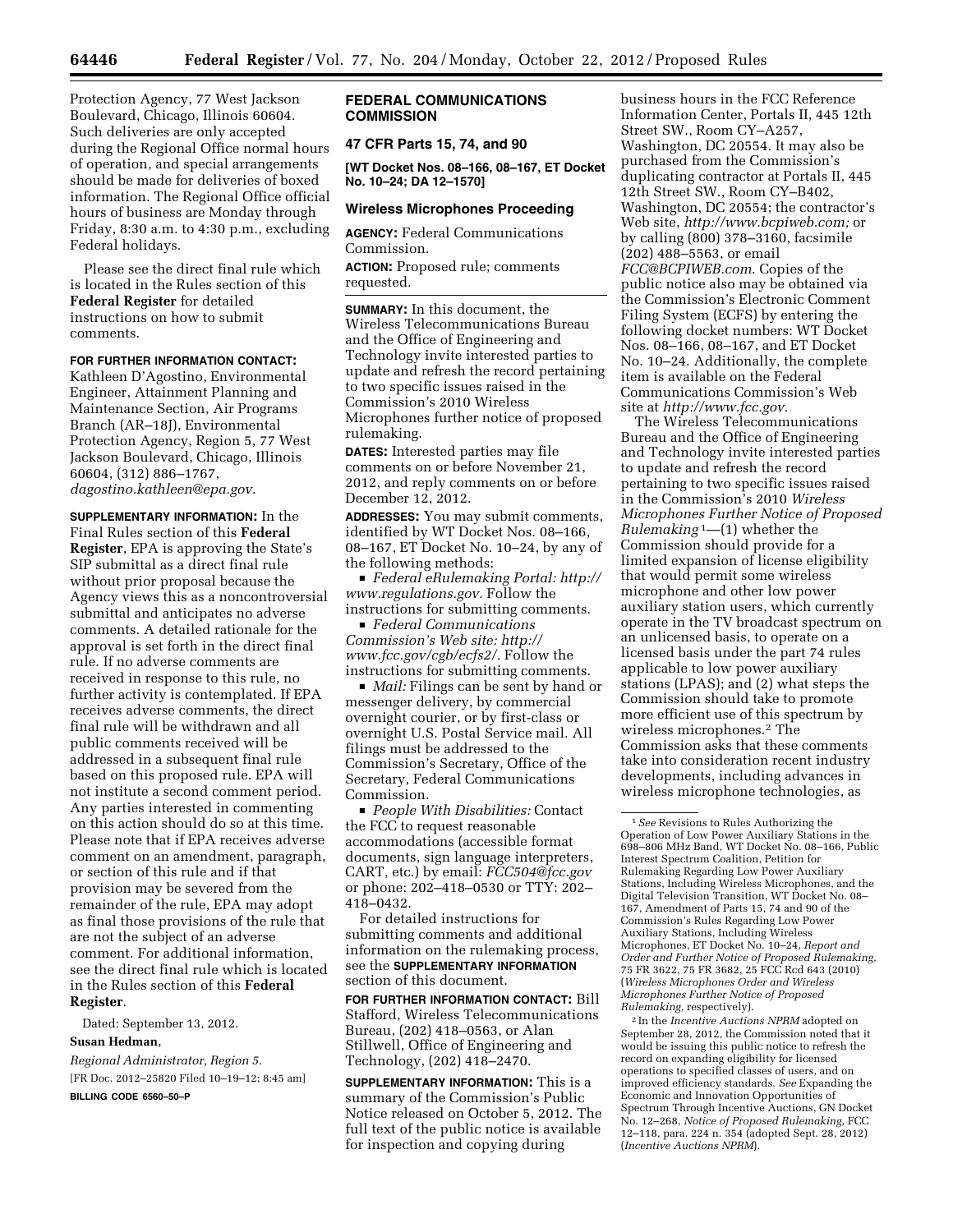Protection Agency, 77 West Jackson Boulevard, Chicago, Illinois 60604. Such deliveries are only accepted during the Regional Office normal hours of operation, and special arrangements should be made for deliveries of boxed information. The Regional Office official hours of business are Monday through Friday, 8:30 a.m. to 4:30 p.m., excluding Federal holidays.

Please see the direct final rule which is located in the Rules section of this **Federal Register** for detailed instructions on how to submit comments.

**FOR FURTHER INFORMATION CONTACT:** Kathleen D'Agostino, Environmental Engineer, Attainment Planning and Maintenance Section, Air Programs Branch (AR–18J), Environmental Protection Agency, Region 5, 77 West Jackson Boulevard, Chicago, Illinois 60604, (312) 886–1767, *dagostino.kathleen@epa.gov.*

**SUPPLEMENTARY INFORMATION:** In the Final Rules section of this **Federal Register**, EPA is approving the State's SIP submittal as a direct final rule without prior proposal because the Agency views this as a noncontroversial submittal and anticipates no adverse comments. A detailed rationale for the approval is set forth in the direct final rule. If no adverse comments are received in response to this rule, no further activity is contemplated. If EPA receives adverse comments, the direct final rule will be withdrawn and all public comments received will be addressed in a subsequent final rule based on this proposed rule. EPA will not institute a second comment period. Any parties interested in commenting on this action should do so at this time. Please note that if EPA receives adverse comment on an amendment, paragraph, or section of this rule and if that provision may be severed from the remainder of the rule, EPA may adopt as final those provisions of the rule that are not the subject of an adverse comment. For additional information, see the direct final rule which is located in the Rules section of this **Federal Register**.

Dated: September 13, 2012.

**Susan Hedman,**

*Regional Administrator, Region 5.*

[FR Doc. 2012–25820 Filed 10–19–12; 8:45 am]

**BILLING CODE 6560–50–P**

## FEDERAL COMMUNICATIONS COMMISSION

### 47 CFR Parts 15, 74, and 90

**[WT Docket Nos. 08–166, 08–167, ET Docket No. 10–24; DA 12–1570]**

### Wireless Microphones Proceeding

**AGENCY:** Federal Communications Commission.

**ACTION:** Proposed rule; comments requested.

**SUMMARY:** In this document, the Wireless Telecommunications Bureau and the Office of Engineering and Technology invite interested parties to update and refresh the record pertaining to two specific issues raised in the Commission's 2010 Wireless Microphones further notice of proposed rulemaking.

**DATES:** Interested parties may file comments on or before November 21, 2012, and reply comments on or before December 12, 2012.

**ADDRESSES:** You may submit comments, identified by WT Docket Nos. 08–166, 08–167, ET Docket No. 10–24, by any of the following methods:

- *Federal eRulemaking Portal: http://www.regulations.gov.* Follow the instructions for submitting comments.
- *Federal Communications Commission's Web site: http://www.fcc.gov/cgb/ecfs2/.* Follow the instructions for submitting comments.
- *Mail:* Filings can be sent by hand or messenger delivery, by commercial overnight courier, or by first-class or overnight U.S. Postal Service mail. All filings must be addressed to the Commission's Secretary, Office of the Secretary, Federal Communications Commission.
- *People With Disabilities:* Contact the FCC to request reasonable accommodations (accessible format documents, sign language interpreters, CART, etc.) by email: *FCC504@fcc.gov* or phone: 202–418–0530 or TTY: 202–418–0432.

For detailed instructions for submitting comments and additional information on the rulemaking process, see the **SUPPLEMENTARY INFORMATION** section of this document.

**FOR FURTHER INFORMATION CONTACT:** Bill Stafford, Wireless Telecommunications Bureau, (202) 418–0563, or Alan Stillwell, Office of Engineering and Technology, (202) 418–2470.

**SUPPLEMENTARY INFORMATION:** This is a summary of the Commission's Public Notice released on October 5, 2012. The full text of the public notice is available for inspection and copying during business hours in the FCC Reference Information Center, Portals II, 445 12th Street SW., Room CY–A257, Washington, DC 20554. It may also be purchased from the Commission's duplicating contractor at Portals II, 445 12th Street SW., Room CY–B402, Washington, DC 20554; the contractor's Web site, *http://www.bcpiweb.com;* or by calling (800) 378–3160, facsimile (202) 488–5563, or email *FCC@BCPIWEB.com*. Copies of the public notice also may be obtained via the Commission's Electronic Comment Filing System (ECFS) by entering the following docket numbers: WT Docket Nos. 08–166, 08–167, and ET Docket No. 10–24. Additionally, the complete item is available on the Federal Communications Commission's Web site at *http://www.fcc.gov.*

The Wireless Telecommunications Bureau and the Office of Engineering and Technology invite interested parties to update and refresh the record pertaining to two specific issues raised in the Commission's 2010 *Wireless Microphones Further Notice of Proposed Rulemaking* [1]—(1) whether the Commission should provide for a limited expansion of license eligibility that would permit some wireless microphone and other low power auxiliary station users, which currently operate in the TV broadcast spectrum on an unlicensed basis, to operate on a licensed basis under the part 74 rules applicable to low power auxiliary stations (LPAS); and (2) what steps the Commission should take to promote more efficient use of this spectrum by wireless microphones.[2] The Commission asks that these comments take into consideration recent industry developments, including advances in wireless microphone technologies, as

---

[1] *See* Revisions to Rules Authorizing the Operation of Low Power Auxiliary Stations in the 698–806 MHz Band, WT Docket No. 08–166, Public Interest Spectrum Coalition, Petition for Rulemaking Regarding Low Power Auxiliary Stations, Including Wireless Microphones, and the Digital Television Transition, WT Docket No. 08–167, Amendment of Parts 15, 74 and 90 of the Commission's Rules Regarding Low Power Auxiliary Stations, Including Wireless Microphones, ET Docket No. 10–24, *Report and Order and Further Notice of Proposed Rulemaking,* 75 FR 3622, 75 FR 3682, 25 FCC Rcd 643 (2010) (*Wireless Microphones Order and Wireless Microphones Further Notice of Proposed Rulemaking,* respectively).

[2] In the *Incentive Auctions NPRM* adopted on September 28, 2012, the Commission noted that it would be issuing this public notice to refresh the record on expanding eligibility for licensed operations to specified classes of users, and on improved efficiency standards. *See* Expanding the Economic and Innovation Opportunities of Spectrum Through Incentive Auctions, GN Docket No. 12–268, *Notice of Proposed Rulemaking,* FCC 12–118, para. 224 n. 354 (adopted Sept. 28, 2012) (*Incentive Auctions NPRM*).